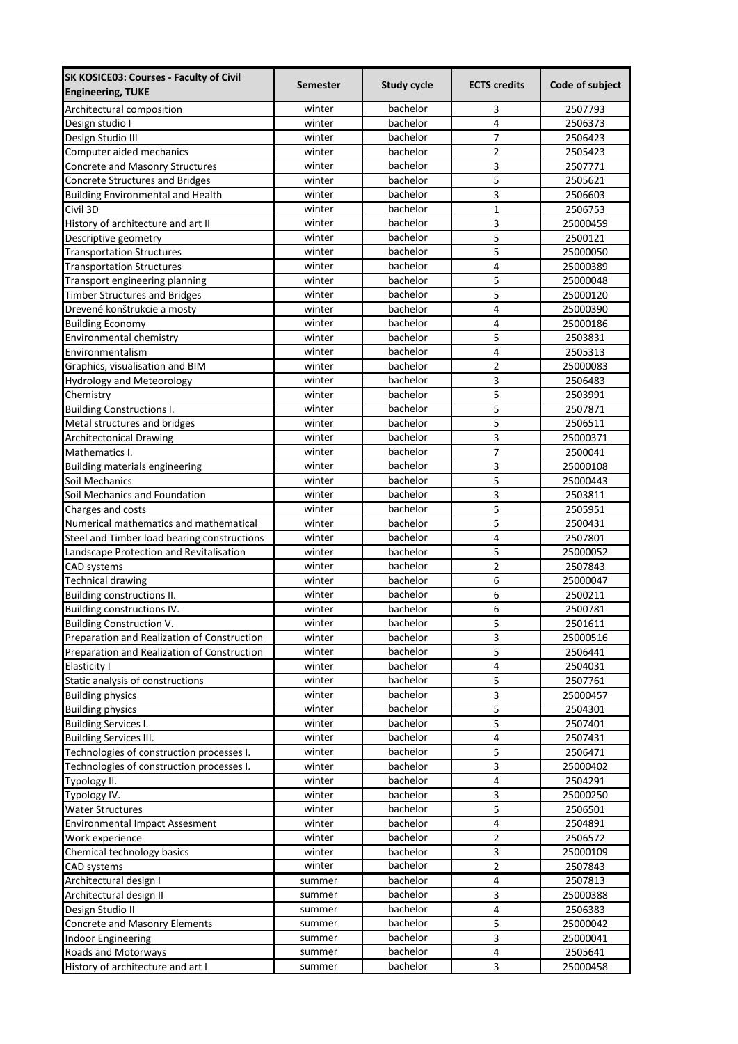| SK KOSICE03: Courses - Faculty of Civil Engineering, TUKE | Semester | Study cycle | ECTS credits | Code of subject |
|---|---|---|---|---|
| Architectural composition | winter | bachelor | 3 | 2507793 |
| Design studio I | winter | bachelor | 4 | 2506373 |
| Design Studio III | winter | bachelor | 7 | 2506423 |
| Computer aided mechanics | winter | bachelor | 2 | 2505423 |
| Concrete and Masonry Structures | winter | bachelor | 3 | 2507771 |
| Concrete Structures and Bridges | winter | bachelor | 5 | 2505621 |
| Building Environmental and Health | winter | bachelor | 3 | 2506603 |
| Civil 3D | winter | bachelor | 1 | 2506753 |
| History of architecture and art II | winter | bachelor | 3 | 25000459 |
| Descriptive geometry | winter | bachelor | 5 | 2500121 |
| Transportation Structures | winter | bachelor | 5 | 25000050 |
| Transportation Structures | winter | bachelor | 4 | 25000389 |
| Transport engineering planning | winter | bachelor | 5 | 25000048 |
| Timber Structures and Bridges | winter | bachelor | 5 | 25000120 |
| Drevené konštrukcie a mosty | winter | bachelor | 4 | 25000390 |
| Building Economy | winter | bachelor | 4 | 25000186 |
| Environmental chemistry | winter | bachelor | 5 | 2503831 |
| Environmentalism | winter | bachelor | 4 | 2505313 |
| Graphics, visualisation and BIM | winter | bachelor | 2 | 25000083 |
| Hydrology and Meteorology | winter | bachelor | 3 | 2506483 |
| Chemistry | winter | bachelor | 5 | 2503991 |
| Building Constructions I. | winter | bachelor | 5 | 2507871 |
| Metal structures and bridges | winter | bachelor | 5 | 2506511 |
| Architectonical Drawing | winter | bachelor | 3 | 25000371 |
| Mathematics I. | winter | bachelor | 7 | 2500041 |
| Building materials engineering | winter | bachelor | 3 | 25000108 |
| Soil Mechanics | winter | bachelor | 5 | 25000443 |
| Soil Mechanics and Foundation | winter | bachelor | 3 | 2503811 |
| Charges and costs | winter | bachelor | 5 | 2505951 |
| Numerical mathematics and mathematical | winter | bachelor | 5 | 2500431 |
| Steel and Timber load bearing constructions | winter | bachelor | 4 | 2507801 |
| Landscape Protection and Revitalisation | winter | bachelor | 5 | 25000052 |
| CAD systems | winter | bachelor | 2 | 2507843 |
| Technical drawing | winter | bachelor | 6 | 25000047 |
| Building constructions II. | winter | bachelor | 6 | 2500211 |
| Building constructions IV. | winter | bachelor | 6 | 2500781 |
| Building Construction V. | winter | bachelor | 5 | 2501611 |
| Preparation and Realization of Construction | winter | bachelor | 3 | 25000516 |
| Preparation and Realization of Construction | winter | bachelor | 5 | 2506441 |
| Elasticity I | winter | bachelor | 4 | 2504031 |
| Static analysis of constructions | winter | bachelor | 5 | 2507761 |
| Building physics | winter | bachelor | 3 | 25000457 |
| Building physics | winter | bachelor | 5 | 2504301 |
| Building Services I. | winter | bachelor | 5 | 2507401 |
| Building Services III. | winter | bachelor | 4 | 2507431 |
| Technologies of construction processes I. | winter | bachelor | 5 | 2506471 |
| Technologies of construction processes I. | winter | bachelor | 3 | 25000402 |
| Typology II. | winter | bachelor | 4 | 2504291 |
| Typology IV. | winter | bachelor | 3 | 25000250 |
| Water Structures | winter | bachelor | 5 | 2506501 |
| Environmental Impact Assesment | winter | bachelor | 4 | 2504891 |
| Work experience | winter | bachelor | 2 | 2506572 |
| Chemical technology basics | winter | bachelor | 3 | 25000109 |
| CAD systems | winter | bachelor | 2 | 2507843 |
| Architectural design I | summer | bachelor | 4 | 2507813 |
| Architectural design II | summer | bachelor | 3 | 25000388 |
| Design Studio II | summer | bachelor | 4 | 2506383 |
| Concrete and Masonry Elements | summer | bachelor | 5 | 25000042 |
| Indoor Engineering | summer | bachelor | 3 | 25000041 |
| Roads and Motorways | summer | bachelor | 4 | 2505641 |
| History of architecture and art I | summer | bachelor | 3 | 25000458 |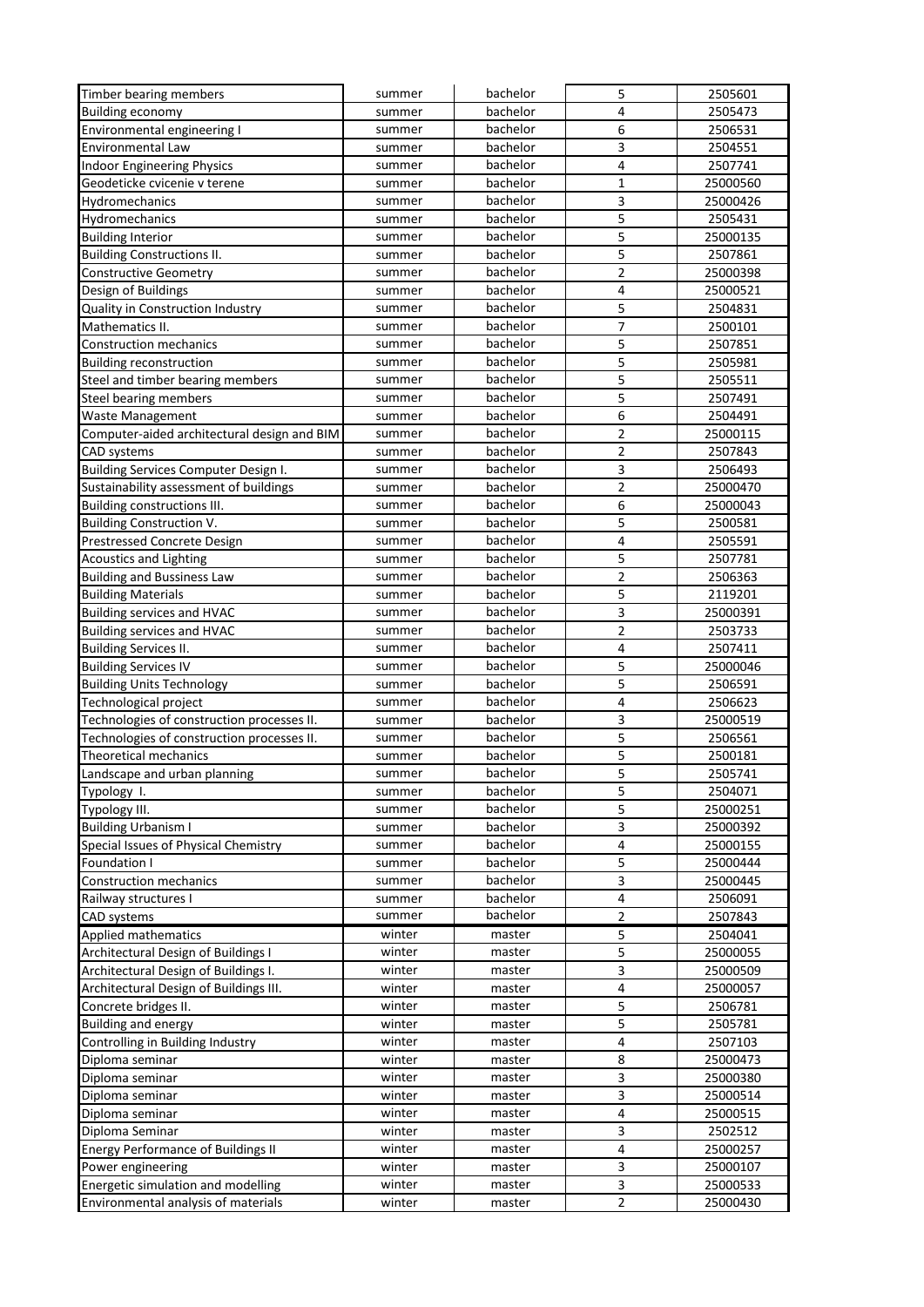| Timber bearing members | summer | bachelor | 5 | 2505601 |
|---|---|---|---|---|
| Building economy | summer | bachelor | 4 | 2505473 |
| Environmental engineering I | summer | bachelor | 6 | 2506531 |
| Environmental Law | summer | bachelor | 3 | 2504551 |
| Indoor Engineering Physics | summer | bachelor | 4 | 2507741 |
| Geodeticke cvicenie v terene | summer | bachelor | 1 | 25000560 |
| Hydromechanics | summer | bachelor | 3 | 25000426 |
| Hydromechanics | summer | bachelor | 5 | 2505431 |
| Building Interior | summer | bachelor | 5 | 25000135 |
| Building Constructions II. | summer | bachelor | 5 | 2507861 |
| Constructive Geometry | summer | bachelor | 2 | 25000398 |
| Design of Buildings | summer | bachelor | 4 | 25000521 |
| Quality in Construction Industry | summer | bachelor | 5 | 2504831 |
| Mathematics II. | summer | bachelor | 7 | 2500101 |
| Construction mechanics | summer | bachelor | 5 | 2507851 |
| Building reconstruction | summer | bachelor | 5 | 2505981 |
| Steel and timber bearing members | summer | bachelor | 5 | 2505511 |
| Steel bearing members | summer | bachelor | 5 | 2507491 |
| Waste Management | summer | bachelor | 6 | 2504491 |
| Computer-aided architectural design and BIM | summer | bachelor | 2 | 25000115 |
| CAD systems | summer | bachelor | 2 | 2507843 |
| Building Services Computer Design I. | summer | bachelor | 3 | 2506493 |
| Sustainability assessment of buildings | summer | bachelor | 2 | 25000470 |
| Building constructions III. | summer | bachelor | 6 | 25000043 |
| Building Construction V. | summer | bachelor | 5 | 2500581 |
| Prestressed Concrete Design | summer | bachelor | 4 | 2505591 |
| Acoustics and Lighting | summer | bachelor | 5 | 2507781 |
| Building and Bussiness Law | summer | bachelor | 2 | 2506363 |
| Building Materials | summer | bachelor | 5 | 2119201 |
| Building services and HVAC | summer | bachelor | 3 | 25000391 |
| Building services and HVAC | summer | bachelor | 2 | 2503733 |
| Building Services II. | summer | bachelor | 4 | 2507411 |
| Building Services IV | summer | bachelor | 5 | 25000046 |
| Building Units Technology | summer | bachelor | 5 | 2506591 |
| Technological project | summer | bachelor | 4 | 2506623 |
| Technologies of construction processes II. | summer | bachelor | 3 | 25000519 |
| Technologies of construction processes II. | summer | bachelor | 5 | 2506561 |
| Theoretical mechanics | summer | bachelor | 5 | 2500181 |
| Landscape and urban planning | summer | bachelor | 5 | 2505741 |
| Typology I. | summer | bachelor | 5 | 2504071 |
| Typology III. | summer | bachelor | 5 | 25000251 |
| Building Urbanism I | summer | bachelor | 3 | 25000392 |
| Special Issues of Physical Chemistry | summer | bachelor | 4 | 25000155 |
| Foundation I | summer | bachelor | 5 | 25000444 |
| Construction mechanics | summer | bachelor | 3 | 25000445 |
| Railway structures I | summer | bachelor | 4 | 2506091 |
| CAD systems | summer | bachelor | 2 | 2507843 |
| Applied mathematics | winter | master | 5 | 2504041 |
| Architectural Design of Buildings I | winter | master | 5 | 25000055 |
| Architectural Design of Buildings I. | winter | master | 3 | 25000509 |
| Architectural Design of Buildings III. | winter | master | 4 | 25000057 |
| Concrete bridges II. | winter | master | 5 | 2506781 |
| Building and energy | winter | master | 5 | 2505781 |
| Controlling in Building Industry | winter | master | 4 | 2507103 |
| Diploma seminar | winter | master | 8 | 25000473 |
| Diploma seminar | winter | master | 3 | 25000380 |
| Diploma seminar | winter | master | 3 | 25000514 |
| Diploma seminar | winter | master | 4 | 25000515 |
| Diploma Seminar | winter | master | 3 | 2502512 |
| Energy Performance of Buildings II | winter | master | 4 | 25000257 |
| Power engineering | winter | master | 3 | 25000107 |
| Energetic simulation and modelling | winter | master | 3 | 25000533 |
| Environmental analysis of materials | winter | master | 2 | 25000430 |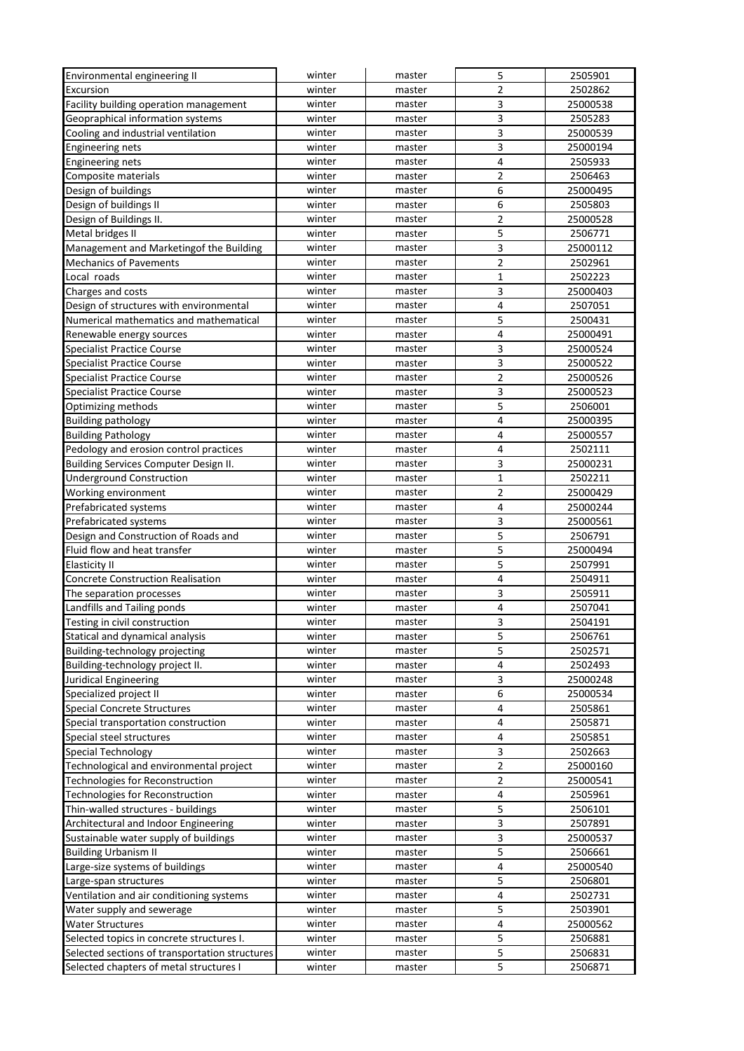| | | | | |
|---|---|---|---|---|
| Environmental engineering II | winter | master | 5 | 2505901 |
| Excursion | winter | master | 2 | 2502862 |
| Facility building operation management | winter | master | 3 | 25000538 |
| Geopraphical information systems | winter | master | 3 | 2505283 |
| Cooling and industrial ventilation | winter | master | 3 | 25000539 |
| Engineering nets | winter | master | 3 | 25000194 |
| Engineering nets | winter | master | 4 | 2505933 |
| Composite materials | winter | master | 2 | 2506463 |
| Design of buildings | winter | master | 6 | 25000495 |
| Design of buildings II | winter | master | 6 | 2505803 |
| Design of Buildings II. | winter | master | 2 | 25000528 |
| Metal bridges II | winter | master | 5 | 2506771 |
| Management and Marketingof the Building | winter | master | 3 | 25000112 |
| Mechanics of Pavements | winter | master | 2 | 2502961 |
| Local roads | winter | master | 1 | 2502223 |
| Charges and costs | winter | master | 3 | 25000403 |
| Design of structures with environmental | winter | master | 4 | 2507051 |
| Numerical mathematics and mathematical | winter | master | 5 | 2500431 |
| Renewable energy sources | winter | master | 4 | 25000491 |
| Specialist Practice Course | winter | master | 3 | 25000524 |
| Specialist Practice Course | winter | master | 3 | 25000522 |
| Specialist Practice Course | winter | master | 2 | 25000526 |
| Specialist Practice Course | winter | master | 3 | 25000523 |
| Optimizing methods | winter | master | 5 | 2506001 |
| Building pathology | winter | master | 4 | 25000395 |
| Building Pathology | winter | master | 4 | 25000557 |
| Pedology and erosion control practices | winter | master | 4 | 2502111 |
| Building Services Computer Design II. | winter | master | 3 | 25000231 |
| Underground Construction | winter | master | 1 | 2502211 |
| Working environment | winter | master | 2 | 25000429 |
| Prefabricated systems | winter | master | 4 | 25000244 |
| Prefabricated systems | winter | master | 3 | 25000561 |
| Design and Construction of Roads and | winter | master | 5 | 2506791 |
| Fluid flow and heat transfer | winter | master | 5 | 25000494 |
| Elasticity II | winter | master | 5 | 2507991 |
| Concrete Construction Realisation | winter | master | 4 | 2504911 |
| The separation processes | winter | master | 3 | 2505911 |
| Landfills and Tailing ponds | winter | master | 4 | 2507041 |
| Testing in civil construction | winter | master | 3 | 2504191 |
| Statical and dynamical analysis | winter | master | 5 | 2506761 |
| Building-technology projecting | winter | master | 5 | 2502571 |
| Building-technology project II. | winter | master | 4 | 2502493 |
| Juridical Engineering | winter | master | 3 | 25000248 |
| Specialized project II | winter | master | 6 | 25000534 |
| Special Concrete Structures | winter | master | 4 | 2505861 |
| Special transportation construction | winter | master | 4 | 2505871 |
| Special steel structures | winter | master | 4 | 2505851 |
| Special Technology | winter | master | 3 | 2502663 |
| Technological and environmental project | winter | master | 2 | 25000160 |
| Technologies for Reconstruction | winter | master | 2 | 25000541 |
| Technologies for Reconstruction | winter | master | 4 | 2505961 |
| Thin-walled structures - buildings | winter | master | 5 | 2506101 |
| Architectural and Indoor Engineering | winter | master | 3 | 2507891 |
| Sustainable water supply of buildings | winter | master | 3 | 25000537 |
| Building Urbanism II | winter | master | 5 | 2506661 |
| Large-size systems of buildings | winter | master | 4 | 25000540 |
| Large-span structures | winter | master | 5 | 2506801 |
| Ventilation and air conditioning systems | winter | master | 4 | 2502731 |
| Water supply and sewerage | winter | master | 5 | 2503901 |
| Water Structures | winter | master | 4 | 25000562 |
| Selected topics in concrete structures I. | winter | master | 5 | 2506881 |
| Selected sections of transportation structures | winter | master | 5 | 2506831 |
| Selected chapters of metal structures I | winter | master | 5 | 2506871 |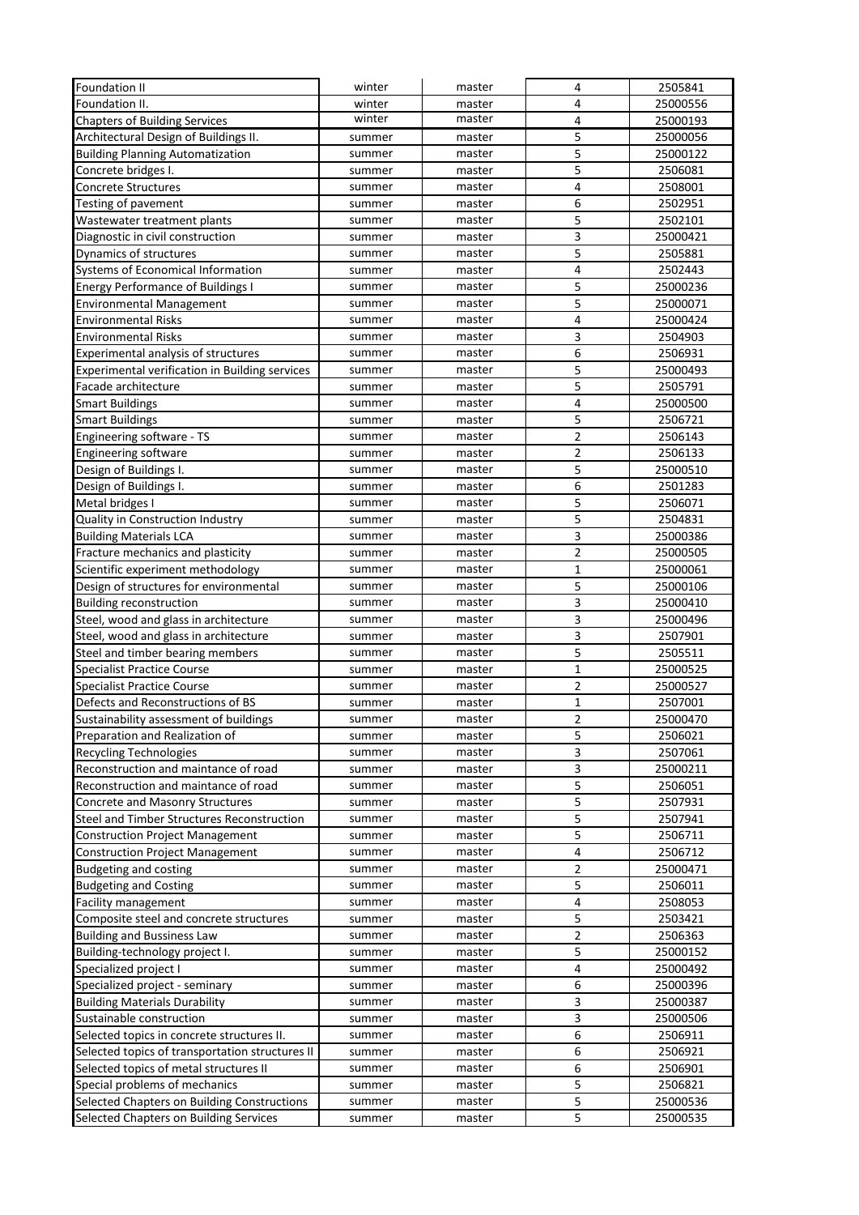| Foundation II | winter | master | 4 | 2505841 |
|---|---|---|---|---|
| Foundation II. | winter | master | 4 | 25000556 |
| Chapters of Building Services | winter | master | 4 | 25000193 |
| Architectural Design of Buildings II. | summer | master | 5 | 25000056 |
| Building Planning Automatization | summer | master | 5 | 25000122 |
| Concrete bridges I. | summer | master | 5 | 2506081 |
| Concrete Structures | summer | master | 4 | 2508001 |
| Testing of pavement | summer | master | 6 | 2502951 |
| Wastewater treatment plants | summer | master | 5 | 2502101 |
| Diagnostic in civil construction | summer | master | 3 | 25000421 |
| Dynamics of structures | summer | master | 5 | 2505881 |
| Systems of Economical Information | summer | master | 4 | 2502443 |
| Energy Performance of Buildings I | summer | master | 5 | 25000236 |
| Environmental Management | summer | master | 5 | 25000071 |
| Environmental Risks | summer | master | 4 | 25000424 |
| Environmental Risks | summer | master | 3 | 2504903 |
| Experimental analysis of structures | summer | master | 6 | 2506931 |
| Experimental verification in Building services | summer | master | 5 | 25000493 |
| Facade architecture | summer | master | 5 | 2505791 |
| Smart Buildings | summer | master | 4 | 25000500 |
| Smart Buildings | summer | master | 5 | 2506721 |
| Engineering software - TS | summer | master | 2 | 2506143 |
| Engineering software | summer | master | 2 | 2506133 |
| Design of Buildings I. | summer | master | 5 | 25000510 |
| Design of Buildings I. | summer | master | 6 | 2501283 |
| Metal bridges I | summer | master | 5 | 2506071 |
| Quality in Construction Industry | summer | master | 5 | 2504831 |
| Building Materials LCA | summer | master | 3 | 25000386 |
| Fracture mechanics and plasticity | summer | master | 2 | 25000505 |
| Scientific experiment methodology | summer | master | 1 | 25000061 |
| Design of structures for environmental | summer | master | 5 | 25000106 |
| Building reconstruction | summer | master | 3 | 25000410 |
| Steel, wood and glass in architecture | summer | master | 3 | 25000496 |
| Steel, wood and glass in architecture | summer | master | 3 | 2507901 |
| Steel and timber bearing members | summer | master | 5 | 2505511 |
| Specialist Practice Course | summer | master | 1 | 25000525 |
| Specialist Practice Course | summer | master | 2 | 25000527 |
| Defects and Reconstructions of BS | summer | master | 1 | 2507001 |
| Sustainability assessment of buildings | summer | master | 2 | 25000470 |
| Preparation and Realization of | summer | master | 5 | 2506021 |
| Recycling Technologies | summer | master | 3 | 2507061 |
| Reconstruction and maintance of road | summer | master | 3 | 25000211 |
| Reconstruction and maintance of road | summer | master | 5 | 2506051 |
| Concrete and Masonry Structures | summer | master | 5 | 2507931 |
| Steel and Timber Structures Reconstruction | summer | master | 5 | 2507941 |
| Construction Project Management | summer | master | 5 | 2506711 |
| Construction Project Management | summer | master | 4 | 2506712 |
| Budgeting and costing | summer | master | 2 | 25000471 |
| Budgeting and Costing | summer | master | 5 | 2506011 |
| Facility management | summer | master | 4 | 2508053 |
| Composite steel and concrete structures | summer | master | 5 | 2503421 |
| Building and Bussiness Law | summer | master | 2 | 2506363 |
| Building-technology project I. | summer | master | 5 | 25000152 |
| Specialized project I | summer | master | 4 | 25000492 |
| Specialized project - seminary | summer | master | 6 | 25000396 |
| Building Materials Durability | summer | master | 3 | 25000387 |
| Sustainable construction | summer | master | 3 | 25000506 |
| Selected topics in concrete structures II. | summer | master | 6 | 2506911 |
| Selected topics of transportation structures II | summer | master | 6 | 2506921 |
| Selected topics of metal structures II | summer | master | 6 | 2506901 |
| Special problems of mechanics | summer | master | 5 | 2506821 |
| Selected Chapters on Building Constructions | summer | master | 5 | 25000536 |
| Selected Chapters on Building Services | summer | master | 5 | 25000535 |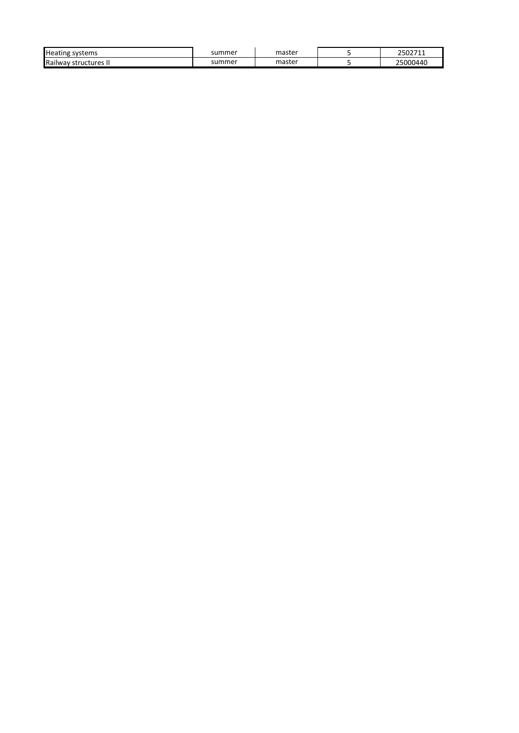| | | | | |
|---|---|---|---|---|
| Heating systems | summer | master | 5 | 2502711 |
| Railway structures II | summer | master | 5 | 25000440 |